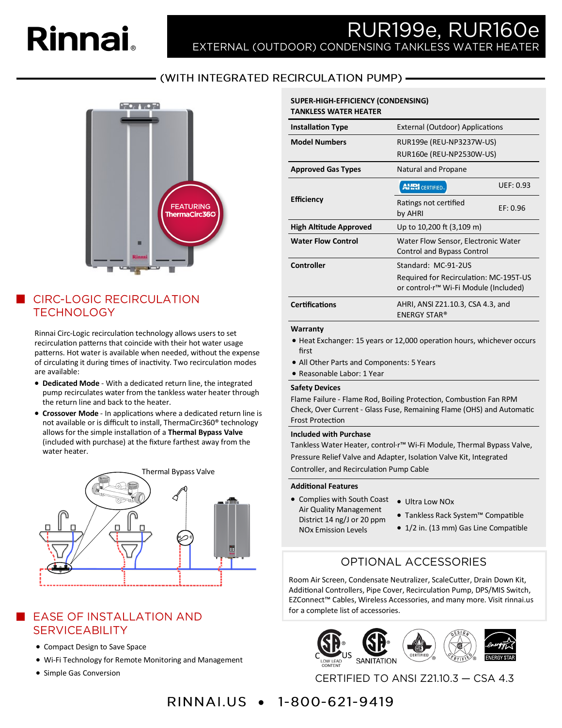# Rinnai

# RUR199e, RUR160e

## EXTERNAL (OUTDOOR) CONDENSING TANKLESS WATER HEATER

## (WITH INTEGRATED RECIRCULATION PUMP)

FEATURING ThermaCirc360

## CIRC-LOGIC RECIRCULATION TECHNOLOGY

Rinnai Circ-Logic recirculation technology allows users to set recirculation patterns that coincide with their hot water usage patterns. Hot water is available when needed, without the expense of circulating it during times of inactivity. Two recirculation modes are available:

- **Dedicated Mode** - With a dedicated return line, the integrated pump recirculates water from the tankless water heater through the return line and back to the water heater.
- **Crossover Mode** - In applications where a dedicated return line is not available or is difficult to install, ThermaCirc360® technology allows for the simple installation of a **Thermal Bypass Valve** (included with purchase) at the fixture farthest away from the water heater.

Thermal Bypass Valve

## EASE OF INSTALLATION AND SERVICEABILITY

- Compact Design to Save Space
- Wi-Fi Technology for Remote Monitoring and Management
- Simple Gas Conversion

**SUPER-HIGH-EFFICIENCY (CONDENSING) TANKLESS WATER HEATER**

| | | |
|---|---|---|
| **Installation Type** | External (Outdoor) Applications | |
| **Model Numbers** | RUR199e (REU-NP3237W-US)<br>RUR160e (REU-NP2530W-US) | |
| **Approved Gas Types** | Natural and Propane | |
| **Efficiency** | AHRI CERTIFIED | UEF: 0.93 |
| | Ratings not certified by AHRI | EF: 0.96 |
| **High Altitude Approved** | Up to 10,200 ft (3,109 m) | |
| **Water Flow Control** | Water Flow Sensor, Electronic Water Control and Bypass Control | |
| **Controller** | Standard: MC-91-2US<br>Required for Recirculation: MC-195T-US or control·r™ Wi-Fi Module (Included) | |
| **Certifications** | AHRI, ANSI Z21.10.3, CSA 4.3, and ENERGY STAR® | |

**Warranty**

- Heat Exchanger: 15 years or 12,000 operation hours, whichever occurs first
- All Other Parts and Components: 5 Years
- Reasonable Labor: 1 Year

**Safety Devices**

Flame Failure - Flame Rod, Boiling Protection, Combustion Fan RPM Check, Over Current - Glass Fuse, Remaining Flame (OHS) and Automatic Frost Protection

**Included with Purchase**

Tankless Water Heater, control·r™ Wi-Fi Module, Thermal Bypass Valve, Pressure Relief Valve and Adapter, Isolation Valve Kit, Integrated Controller, and Recirculation Pump Cable

**Additional Features**

- Complies with South Coast Air Quality Management District 14 ng/J or 20 ppm NOx Emission Levels
- Ultra Low NOx
- Tankless Rack System™ Compatible
- 1/2 in. (13 mm) Gas Line Compatible

## OPTIONAL ACCESSORIES

Room Air Screen, Condensate Neutralizer, ScaleCutter, Drain Down Kit, Additional Controllers, Pipe Cover, Recirculation Pump, DPS/MIS Switch, EZConnect™ Cables, Wireless Accessories, and many more. Visit rinnai.us for a complete list of accessories.

C SP US LOW LEAD CONTENT · SP SANITATION · CERTIFIED · DESIGN CERTIFIED · ENERGY STAR

CERTIFIED TO ANSI Z21.10.3 — CSA 4.3

RINNAI.US • 1-800-621-9419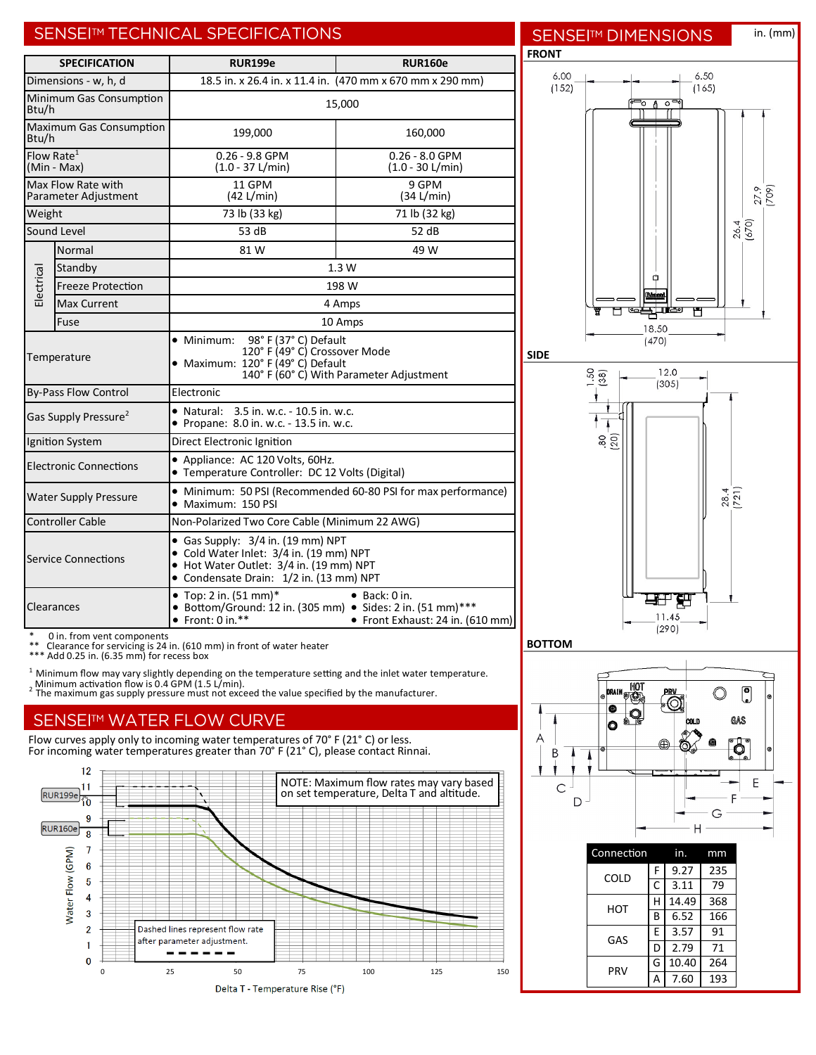## SENSEI™ TECHNICAL SPECIFICATIONS

| SPECIFICATION | | RUR199e | RUR160e |
|---|---|---|---|
| Dimensions - w, h, d | | 18.5 in. x 26.4 in. x 11.4 in. (470 mm x 670 mm x 290 mm) | |
| Minimum Gas Consumption Btu/h | | 15,000 | |
| Maximum Gas Consumption Btu/h | | 199,000 | 160,000 |
| Flow Rate[1] (Min - Max) | | 0.26 - 9.8 GPM (1.0 - 37 L/min) | 0.26 - 8.0 GPM (1.0 - 30 L/min) |
| Max Flow Rate with Parameter Adjustment | | 11 GPM (42 L/min) | 9 GPM (34 L/min) |
| Weight | | 73 lb (33 kg) | 71 lb (32 kg) |
| Sound Level | | 53 dB | 52 dB |
| Electrical | Normal | 81 W | 49 W |
| | Standby | 1.3 W | |
| | Freeze Protection | 198 W | |
| | Max Current | 4 Amps | |
| | Fuse | 10 Amps | |
| Temperature | | • Minimum: 98° F (37° C) Default; 120° F (49° C) Crossover Mode • Maximum: 120° F (49° C) Default; 140° F (60° C) With Parameter Adjustment | |
| By-Pass Flow Control | | Electronic | |
| Gas Supply Pressure[2] | | • Natural: 3.5 in. w.c. - 10.5 in. w.c. • Propane: 8.0 in. w.c. - 13.5 in. w.c. | |
| Ignition System | | Direct Electronic Ignition | |
| Electronic Connections | | • Appliance: AC 120 Volts, 60Hz. • Temperature Controller: DC 12 Volts (Digital) | |
| Water Supply Pressure | | • Minimum: 50 PSI (Recommended 60-80 PSI for max performance) • Maximum: 150 PSI | |
| Controller Cable | | Non-Polarized Two Core Cable (Minimum 22 AWG) | |
| Service Connections | | • Gas Supply: 3/4 in. (19 mm) NPT • Cold Water Inlet: 3/4 in. (19 mm) NPT • Hot Water Outlet: 3/4 in. (19 mm) NPT • Condensate Drain: 1/2 in. (13 mm) NPT | |
| Clearances | | • Top: 2 in. (51 mm)* • Bottom/Ground: 12 in. (305 mm) • Front: 0 in.** • Back: 0 in. • Sides: 2 in. (51 mm)*** • Front Exhaust: 24 in. (610 mm) | |

\* 0 in. from vent components
\** Clearance for servicing is 24 in. (610 mm) in front of water heater
\*** Add 0.25 in. (6.35 mm) for recess box

[1] Minimum flow may vary slightly depending on the temperature setting and the inlet water temperature. Minimum activation flow is 0.4 GPM (1.5 L/min).
[2] The maximum gas supply pressure must not exceed the value specified by the manufacturer.

## SENSEI™ WATER FLOW CURVE

Flow curves apply only to incoming water temperatures of 70° F (21° C) or less.
For incoming water temperatures greater than 70° F (21° C), please contact Rinnai.

NOTE: Maximum flow rates may vary based on set temperature, Delta T and altitude.

Dashed lines represent flow rate after parameter adjustment.

Water Flow (GPM) vs. Delta T - Temperature Rise (°F) — RUR199e, RUR160e

## SENSEI™ DIMENSIONS

in. (mm)

**FRONT**: 6.00 (152), 6.50 (165), 27.9 (709), 26.4 (670), 18.50 (470)

**SIDE**: 1.50 (38), 12.0 (305), .80 (20), 28.4 (721), 11.45 (290)

**BOTTOM**: DRAIN, HOT, PRV, COLD, GAS

| Connection | | in. | mm |
|---|---|---|---|
| COLD | F | 9.27 | 235 |
| | C | 3.11 | 79 |
| HOT | H | 14.49 | 368 |
| | B | 6.52 | 166 |
| GAS | E | 3.57 | 91 |
| | D | 2.79 | 71 |
| PRV | G | 10.40 | 264 |
| | A | 7.60 | 193 |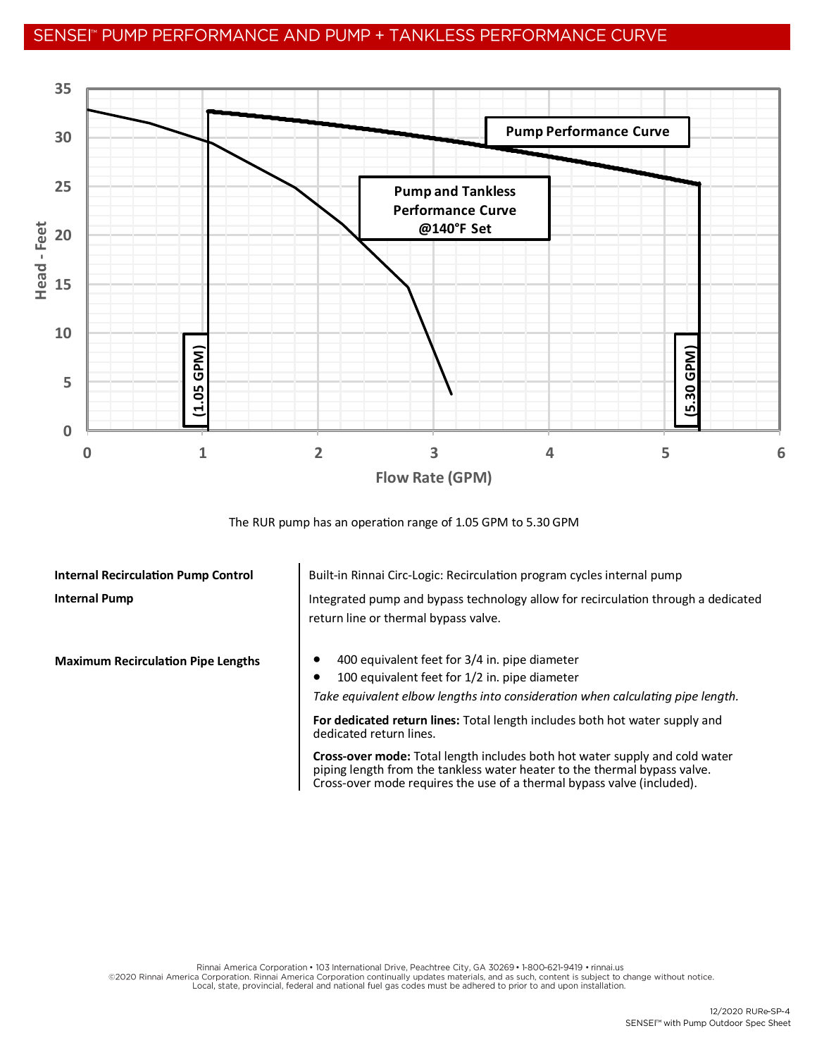## SENSEI™ PUMP PERFORMANCE AND PUMP + TANKLESS PERFORMANCE CURVE

Pump Performance Curve

Pump and Tankless Performance Curve @140°F Set

(1.05 GPM)

(5.30 GPM)

Head - Feet

Flow Rate (GPM)

0
5
10
15
20
25
30
35

0
1
2
3
4
5
6

The RUR pump has an operation range of 1.05 GPM to 5.30 GPM

| | |
|---|---|
| **Internal Recirculation Pump Control** | Built-in Rinnai Circ-Logic: Recirculation program cycles internal pump |
| **Internal Pump** | Integrated pump and bypass technology allow for recirculation through a dedicated return line or thermal bypass valve. |
| **Maximum Recirculation Pipe Lengths** | • 400 equivalent feet for 3/4 in. pipe diameter<br>• 100 equivalent feet for 1/2 in. pipe diameter<br>*Take equivalent elbow lengths into consideration when calculating pipe length.*<br>**For dedicated return lines:** Total length includes both hot water supply and dedicated return lines.<br>**Cross-over mode:** Total length includes both hot water supply and cold water piping length from the tankless water heater to the thermal bypass valve. Cross-over mode requires the use of a thermal bypass valve (included). |

Rinnai America Corporation • 103 International Drive, Peachtree City, GA 30269 • 1-800-621-9419 • rinnai.us
©2020 Rinnai America Corporation. Rinnai America Corporation continually updates materials, and as such, content is subject to change without notice.
Local, state, provincial, federal and national fuel gas codes must be adhered to prior to and upon installation.

12/2020 RURe-SP-4
SENSEI™ with Pump Outdoor Spec Sheet